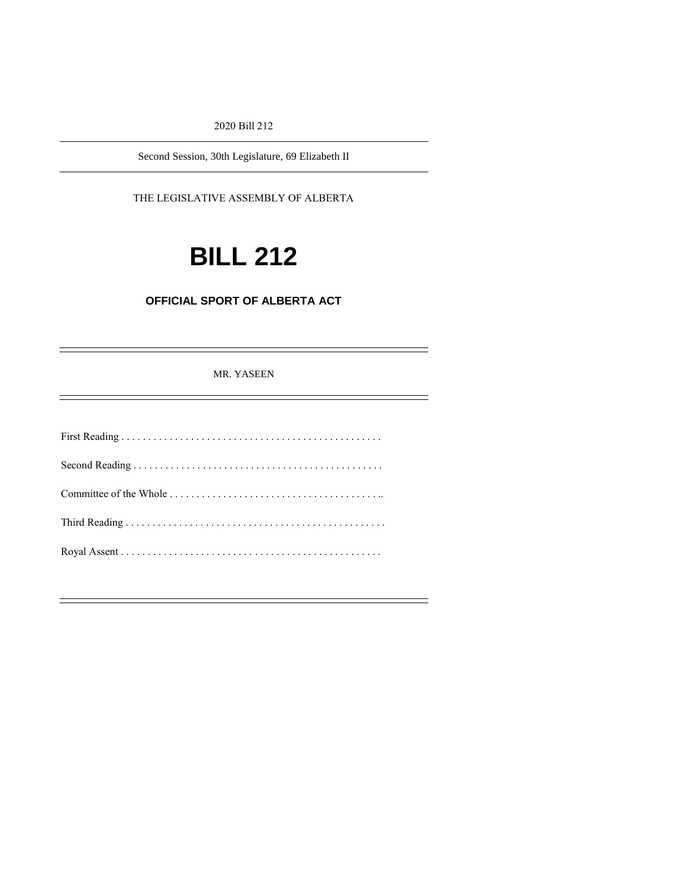2020 Bill 212

---

Second Session, 30th Legislature, 69 Elizabeth II

---

THE LEGISLATIVE ASSEMBLY OF ALBERTA

# BILL 212

## OFFICIAL SPORT OF ALBERTA ACT

---

MR. YASEEN

---

First Reading . . . . . . . . . . . . . . . . . . . . . . . . . . . . . . . . . . . . . . . . . . . . . . . . .

Second Reading . . . . . . . . . . . . . . . . . . . . . . . . . . . . . . . . . . . . . . . . . . . . . . .

Committee of the Whole . . . . . . . . . . . . . . . . . . . . . . . . . . . . . . . . . . . . . . . ..

Third Reading . . . . . . . . . . . . . . . . . . . . . . . . . . . . . . . . . . . . . . . . . . . . . . . . .

Royal Assent . . . . . . . . . . . . . . . . . . . . . . . . . . . . . . . . . . . . . . . . . . . . . . . . .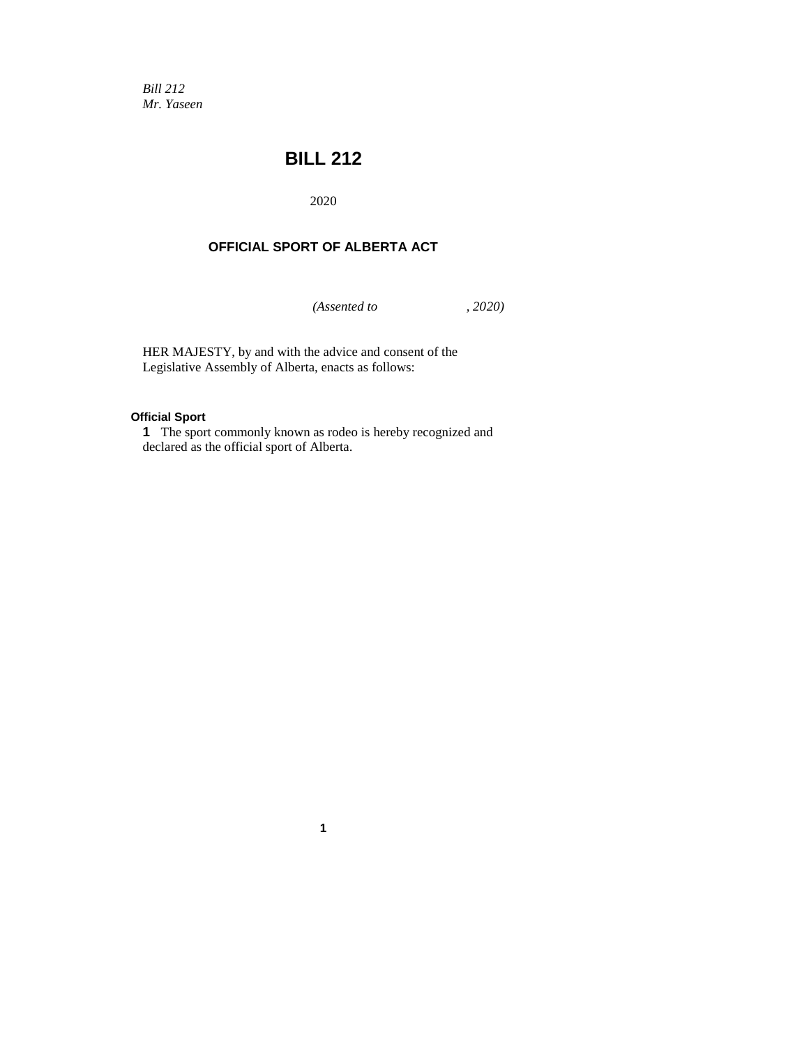*Bill 212*
*Mr. Yaseen*

# BILL 212

2020

## OFFICIAL SPORT OF ALBERTA ACT

*(Assented to , 2020)*

HER MAJESTY, by and with the advice and consent of the Legislative Assembly of Alberta, enacts as follows:

**Official Sport**

**1** The sport commonly known as rodeo is hereby recognized and declared as the official sport of Alberta.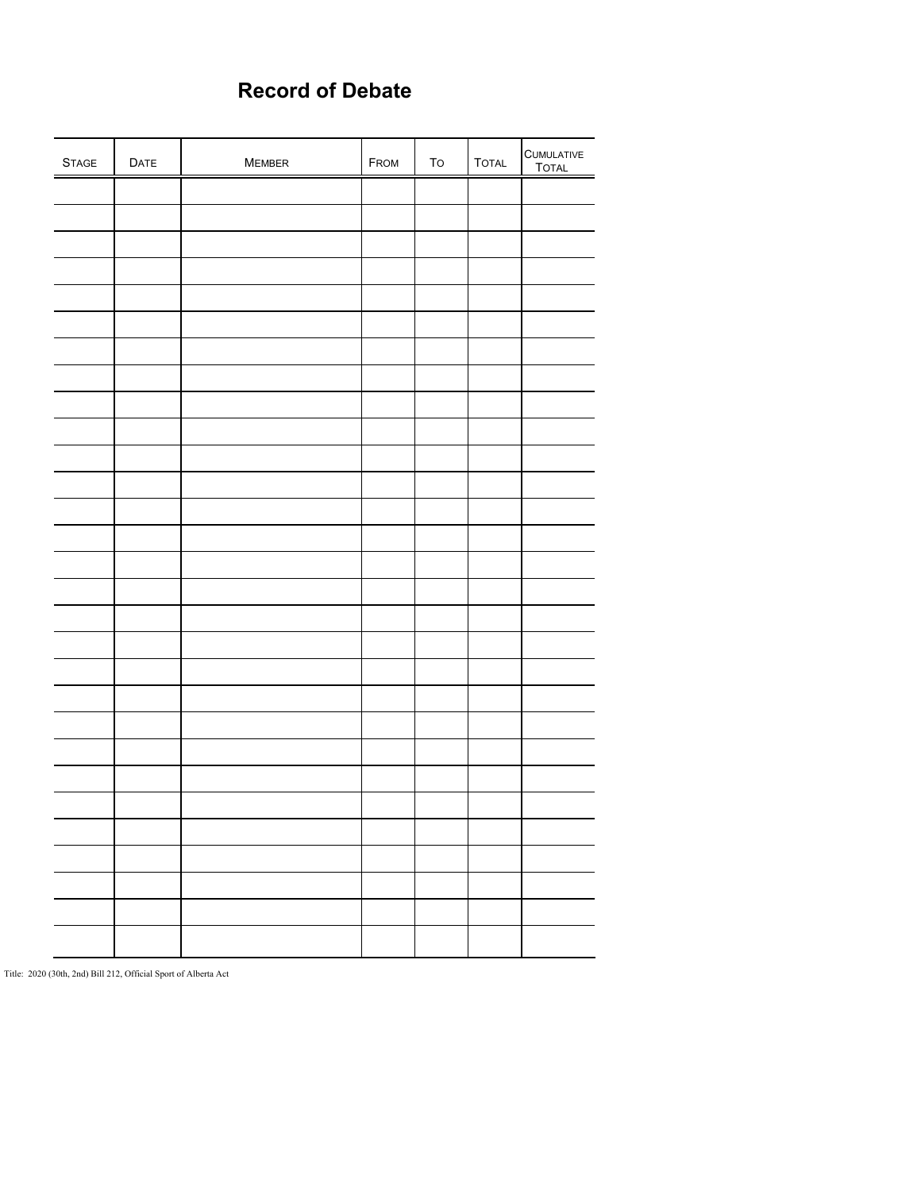# Record of Debate

| Stage | Date | Member | From | To | Total | Cumulative Total |
|---|---|---|---|---|---|---|
| | | | | | | |
| | | | | | | |
| | | | | | | |
| | | | | | | |
| | | | | | | |
| | | | | | | |
| | | | | | | |
| | | | | | | |
| | | | | | | |
| | | | | | | |
| | | | | | | |
| | | | | | | |
| | | | | | | |
| | | | | | | |
| | | | | | | |
| | | | | | | |
| | | | | | | |
| | | | | | | |
| | | | | | | |
| | | | | | | |
| | | | | | | |
| | | | | | | |
| | | | | | | |
| | | | | | | |
| | | | | | | |
| | | | | | | |
| | | | | | | |
| | | | | | | |
| | | | | | | |

Title: 2020 (30th, 2nd) Bill 212, Official Sport of Alberta Act